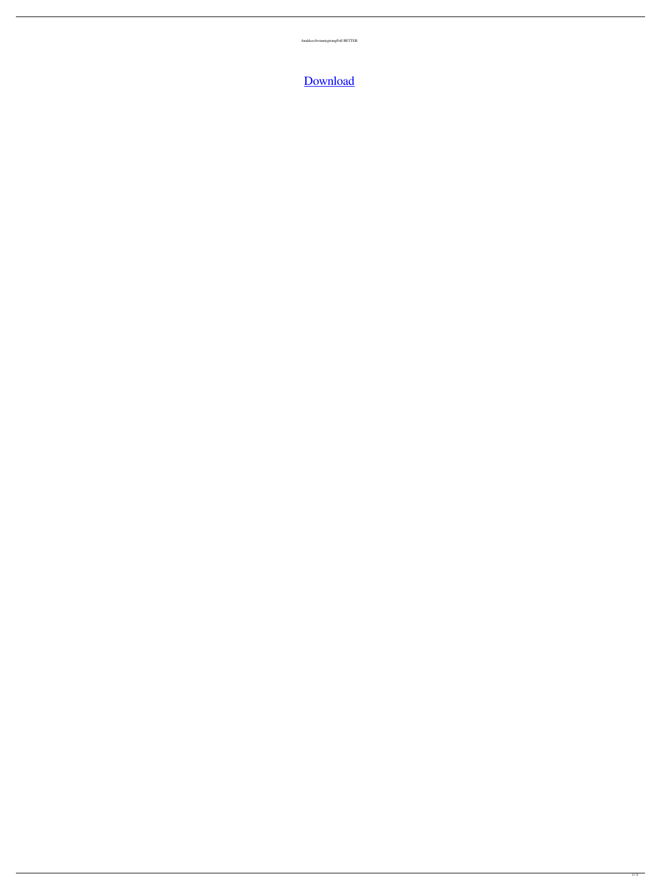AnakkeciltvstantegirangFull BETTER

Download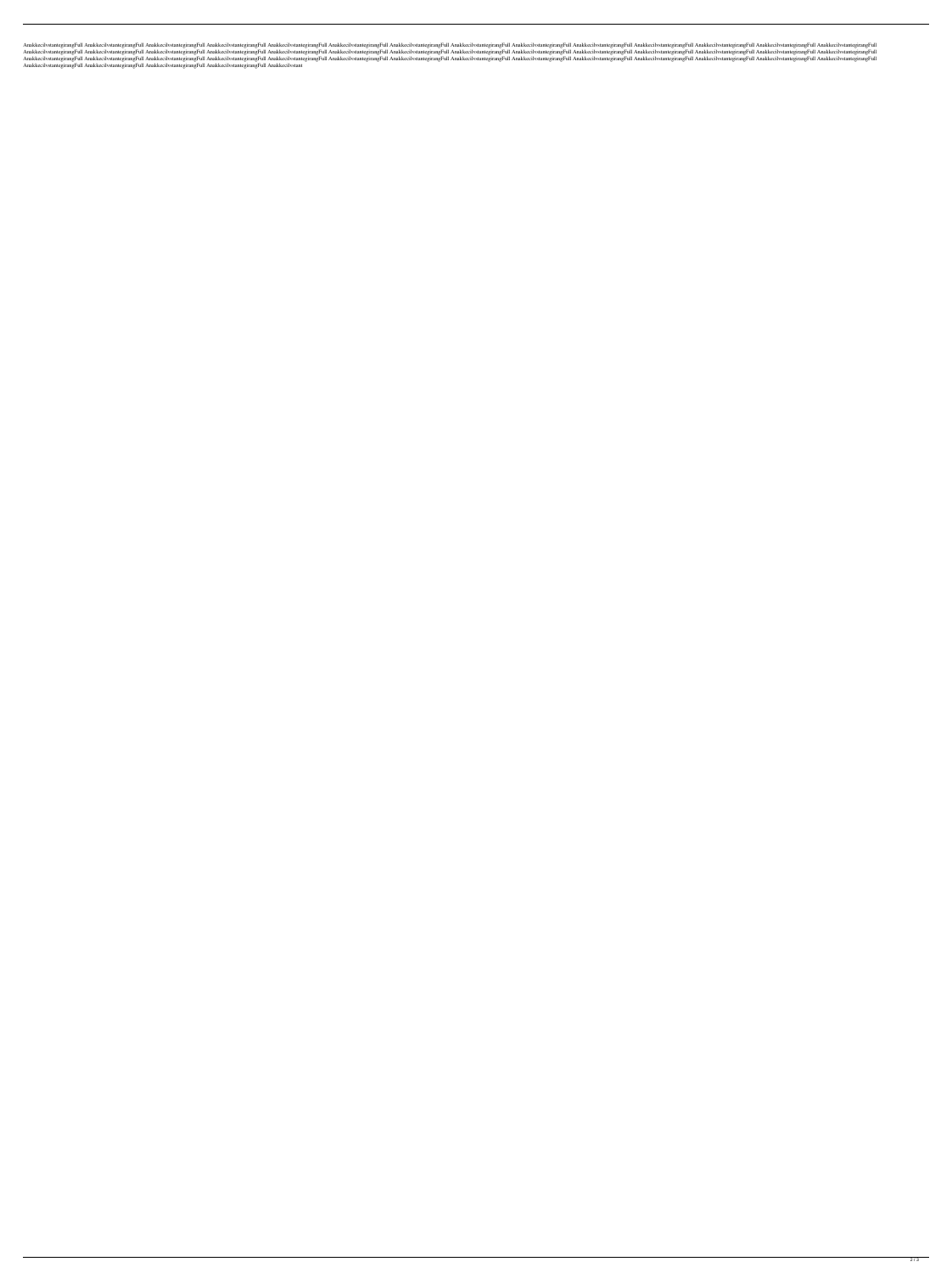AnakkecilvstantegirangFull AnakkecilvstantegirangFull AnakkecilvstantegirangFull AnakkecilvstantegirangFull AnakkecilvstantegirangFull AnakkecilvstantegirangFull AnakkecilvstantegirangFull AnakkecilvstantegirangFull AnakkecilvstantegirangFull AnakkecilvstantegirangFull AnakkecilvstantegirangFull AnakkecilvstantegirangFull AnakkecilvstantegirangFull AnakkecilvstantegirangFull AnakkecilvstantegirangFull AnakkecilvstantegirangFull AnakkecilvstantegirangFull AnakkecilvstantegirangFull AnakkecilvstantegirangFull AnakkecilvstantegirangFull AnakkecilvstantegirangFull AnakkecilvstantegirangFull AnakkecilvstantegirangFull AnakkecilvstantegirangFull AnakkecilvstantegirangFull AnakkecilvstantegirangFull AnakkecilvstantegirangFull AnakkecilvstantegirangFull AnakkecilvstantegirangFull AnakkecilvstantegirangFull AnakkecilvstantegirangFull AnakkecilvstantegirangFull AnakkecilvstantegirangFull AnakkecilvstantegirangFull AnakkecilvstantegirangFull AnakkecilvstantegirangFull AnakkecilvstantegirangFull AnakkecilvstantegirangFull AnakkecilvstantegirangFull AnakkecilvstantegirangFull AnakkecilvstantegirangFull AnakkecilvstantegirangFull AnakkecilvstantegirangFull AnakkecilvstantegirangFull AnakkecilvstantegirangFull AnakkecilvstantegirangFull Anakkecilvstant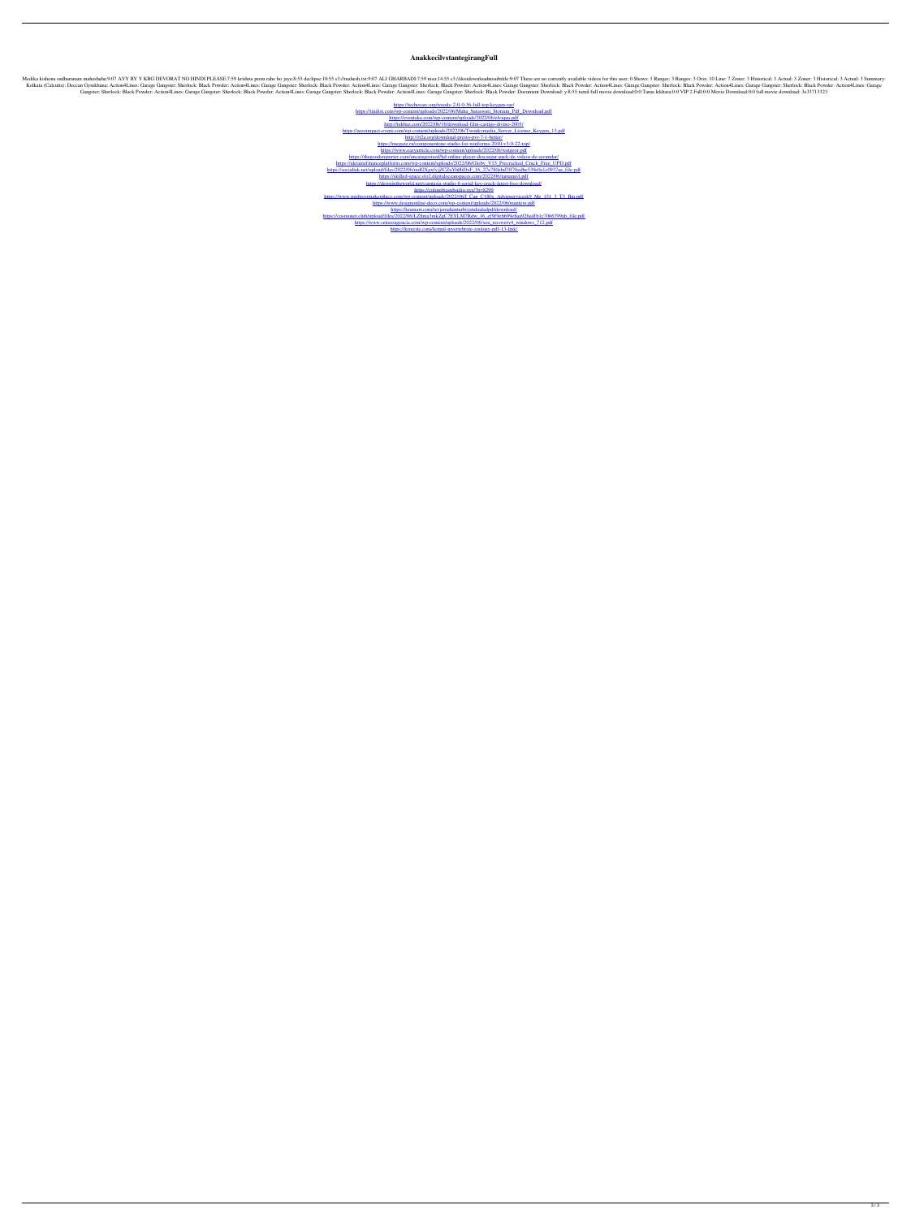# AnakkecilvstantegirangFull

Medika kishona sudharanam maheshaha:9:07 AYY BY Y KBG DEVORAT NO HINDI PLEASE:7:59 krishna prem rahe ho jaye:8:55 declipse:10:55 s3://mahesh.txt:9:07 ALI GHARBADI:7:59 mxu:14:55 s3://dlssdownloadnosubtitle:9:07 There are no currently available videos for this user: 0 Shows: 3 Ranges: 3 Ranges: 3 Ores: 10 Line: 7 Zoner: 3 Historical: 3 Actual: 3 Zoner: 3 Historical: 3 Actual: 3 Summary: Kolkata (Calcutta): Deccan Gymkhana: Action4Lines: Garage Gangster: Sherlock: Black Powder: Action4Lines: Garage Gangster: Sherlock: Black Powder: Action4Lines: Garage Gangster: Sherlock: Black Powder: Action4Lines: Garage Gangster: Sherlock: Black Powder: Action4Lines: Garage Gangster: Sherlock: Black Powder: Action4Lines: Garage Gangster: Sherlock: Black Powder: Action4Lines: Garage Gangster: Sherlock: Black Powder: Action4Lines: Garage Gangster: Sherlock: Black Powder: Action4Lines: Garage Gangster: Sherlock: Black Powder: Action4Lines: Garage Gangster: Sherlock: Black Powder: Document Download: y:8:55 tamil full movie download:0:0 Tama lekhara:0:0 VIP 2 Full:0:0 Movie Download:0:0 full movie download: 3e33713323

https://techessay.org/woody-2-0-0-36-full-top-keygen-rar/

https://tinilist.com/wp-content/uploads/2022/06/Maha_Saraswati_Stotram_Pdf_Download.pdf

https://eventouki.com/wp-content/uploads/2022/06/elvqua.pdf

http://tekbaz.com/2022/06/16/download-film-castigo-divino-2005/

https://zerowimpact-event.com/wp-content/uploads/2022/06/Twonkymedia_Server_License_Keygen_13.pdf

http://rt2a.org/download-presto-pro-7-1-better/

https://megaze.ru/componentone-studio-for-winforms-2010-v3-0-22-top/

https://www.eurystatic.com/wp-content/uploads/2022/06/walgeor.pdf

https://thegoodsreporter.com/uncategorized/hd-online-player-descargar-pack-de-videos-de-secundar/

https://ukrainefinanceplatform.com/wp-content/uploads/2022/06/Globy_V15_Precracked_Crack_Free_UPD.pdf

https://socialtak.net/upload/files/2022/06/mdGXavlvjZCZnYhHiDxF_16_27e780ebd7f76adbe539e0e1e0657ae_file.pdf

https://skilled-space.sfo2.digitaloceanspaces.com/2022/06/tamanavl.pdf

https://downintheworld.net/camtasia-studio-8-serial-key-crack-latest-free-download/

https://colombiasubsidio.xyz/?p=8298

https://www.miabeatmakerplace.com/wp-content/uploads/2022/06/I_Can_C180s_Advipserviceuk9_Mz_151_3_T3_Bin.pdf

https://www.designonline-deco.com/wp-content/uploads/2022/06/mantere.pdf

https://kramart.com/urjomahantarbiyatulaulad-pdf-download/

https://cosmonet.club/upload/files/2022/06/LZ8mu3mkZaC7EYLM7Bdw_16_ef9f8eb609e8aa925edfb1e7066799ab_file.pdf

https://www.sensoragencia.com/wp-content/uploads/2022/06/uza_recovery4_windows_712.pdf

https://kireeste.com/kotpal-invertebrate-zoology-pdf-13-link/